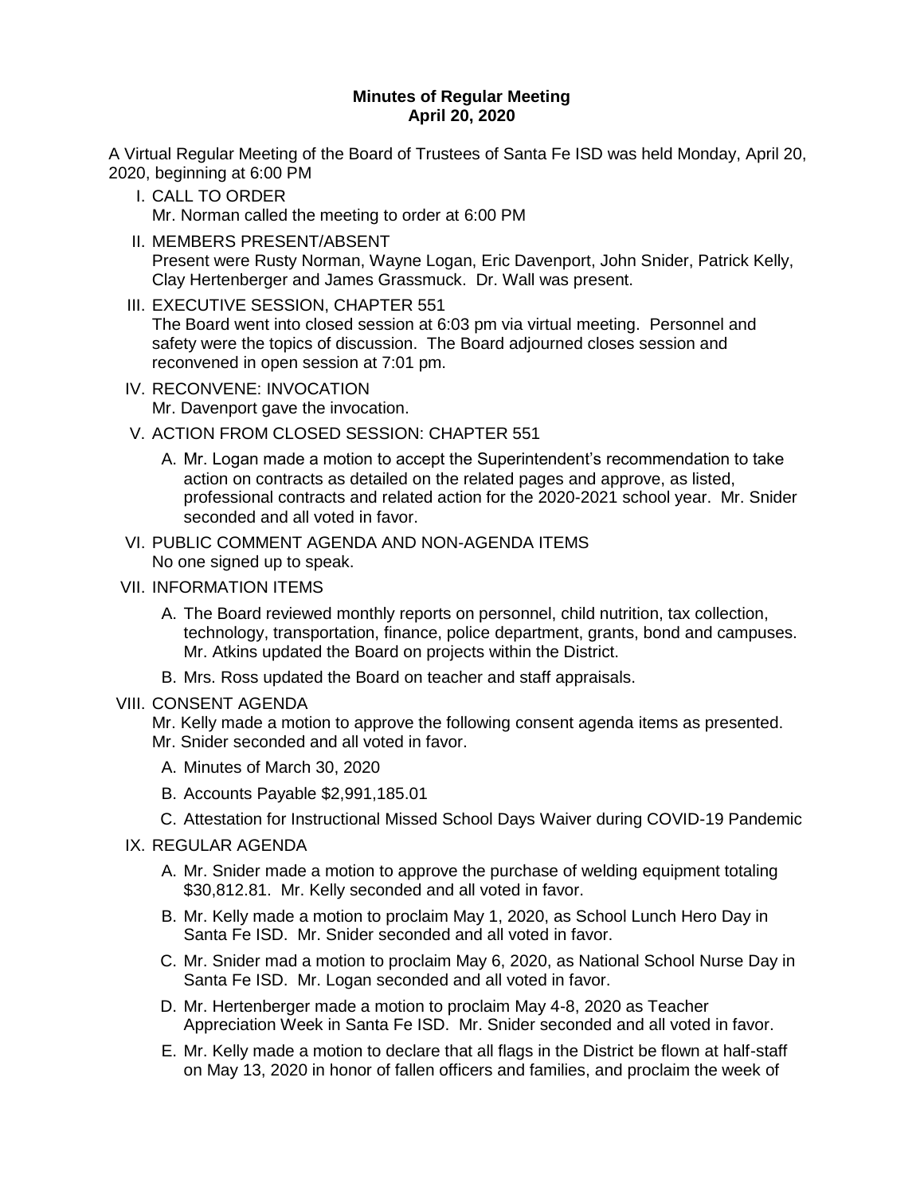**Minutes of Regular Meeting**
**April 20, 2020**

A Virtual Regular Meeting of the Board of Trustees of Santa Fe ISD was held Monday, April 20, 2020, beginning at 6:00 PM

I. CALL TO ORDER
   Mr. Norman called the meeting to order at 6:00 PM

II. MEMBERS PRESENT/ABSENT
   Present were Rusty Norman, Wayne Logan, Eric Davenport, John Snider, Patrick Kelly, Clay Hertenberger and James Grassmuck. Dr. Wall was present.

III. EXECUTIVE SESSION, CHAPTER 551
   The Board went into closed session at 6:03 pm via virtual meeting. Personnel and safety were the topics of discussion. The Board adjourned closes session and reconvened in open session at 7:01 pm.

IV. RECONVENE: INVOCATION
   Mr. Davenport gave the invocation.

V. ACTION FROM CLOSED SESSION: CHAPTER 551
   A. Mr. Logan made a motion to accept the Superintendent's recommendation to take action on contracts as detailed on the related pages and approve, as listed, professional contracts and related action for the 2020-2021 school year. Mr. Snider seconded and all voted in favor.

VI. PUBLIC COMMENT AGENDA AND NON-AGENDA ITEMS
   No one signed up to speak.

VII. INFORMATION ITEMS
   A. The Board reviewed monthly reports on personnel, child nutrition, tax collection, technology, transportation, finance, police department, grants, bond and campuses. Mr. Atkins updated the Board on projects within the District.
   B. Mrs. Ross updated the Board on teacher and staff appraisals.

VIII. CONSENT AGENDA
   Mr. Kelly made a motion to approve the following consent agenda items as presented. Mr. Snider seconded and all voted in favor.
   A. Minutes of March 30, 2020
   B. Accounts Payable $2,991,185.01
   C. Attestation for Instructional Missed School Days Waiver during COVID-19 Pandemic

IX. REGULAR AGENDA
   A. Mr. Snider made a motion to approve the purchase of welding equipment totaling $30,812.81. Mr. Kelly seconded and all voted in favor.
   B. Mr. Kelly made a motion to proclaim May 1, 2020, as School Lunch Hero Day in Santa Fe ISD. Mr. Snider seconded and all voted in favor.
   C. Mr. Snider mad a motion to proclaim May 6, 2020, as National School Nurse Day in Santa Fe ISD. Mr. Logan seconded and all voted in favor.
   D. Mr. Hertenberger made a motion to proclaim May 4-8, 2020 as Teacher Appreciation Week in Santa Fe ISD. Mr. Snider seconded and all voted in favor.
   E. Mr. Kelly made a motion to declare that all flags in the District be flown at half-staff on May 13, 2020 in honor of fallen officers and families, and proclaim the week of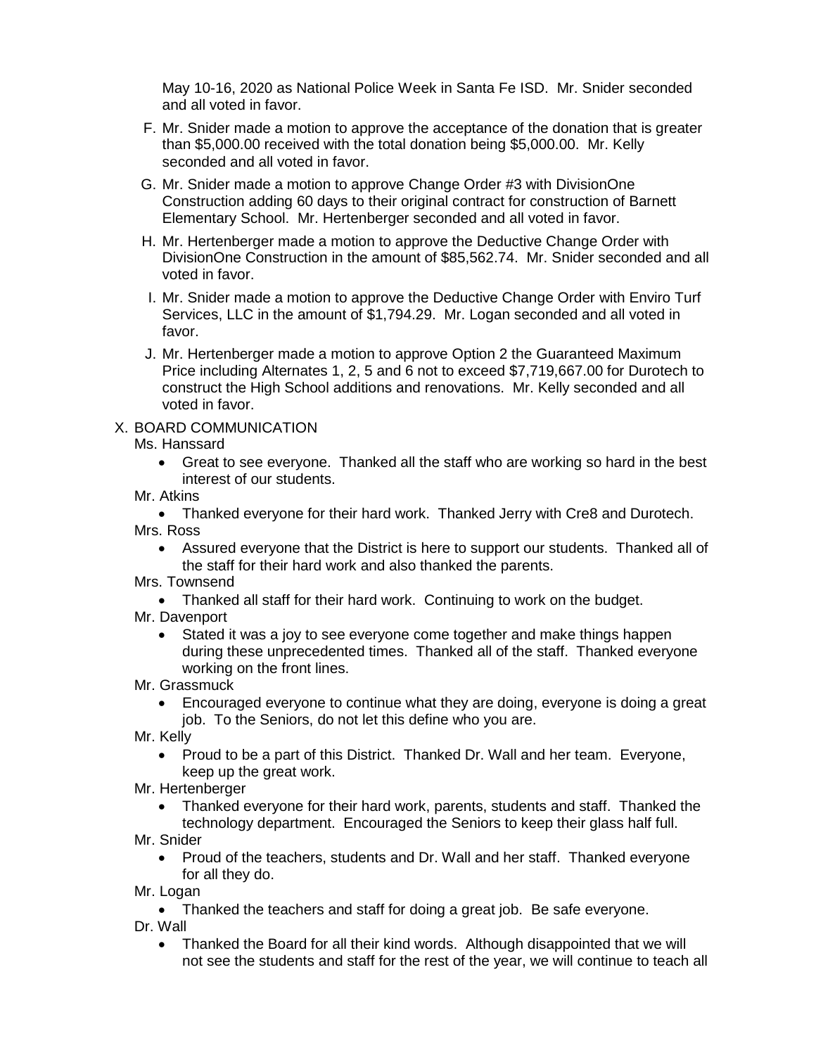May 10-16, 2020 as National Police Week in Santa Fe ISD. Mr. Snider seconded and all voted in favor.

F. Mr. Snider made a motion to approve the acceptance of the donation that is greater than $5,000.00 received with the total donation being $5,000.00. Mr. Kelly seconded and all voted in favor.

G. Mr. Snider made a motion to approve Change Order #3 with DivisionOne Construction adding 60 days to their original contract for construction of Barnett Elementary School. Mr. Hertenberger seconded and all voted in favor.

H. Mr. Hertenberger made a motion to approve the Deductive Change Order with DivisionOne Construction in the amount of $85,562.74. Mr. Snider seconded and all voted in favor.

I. Mr. Snider made a motion to approve the Deductive Change Order with Enviro Turf Services, LLC in the amount of $1,794.29. Mr. Logan seconded and all voted in favor.

J. Mr. Hertenberger made a motion to approve Option 2 the Guaranteed Maximum Price including Alternates 1, 2, 5 and 6 not to exceed $7,719,667.00 for Durotech to construct the High School additions and renovations. Mr. Kelly seconded and all voted in favor.

X. BOARD COMMUNICATION

Ms. Hanssard

- Great to see everyone. Thanked all the staff who are working so hard in the best interest of our students.

Mr. Atkins

- Thanked everyone for their hard work. Thanked Jerry with Cre8 and Durotech.

Mrs. Ross

- Assured everyone that the District is here to support our students. Thanked all of the staff for their hard work and also thanked the parents.

Mrs. Townsend

- Thanked all staff for their hard work. Continuing to work on the budget.

Mr. Davenport

- Stated it was a joy to see everyone come together and make things happen during these unprecedented times. Thanked all of the staff. Thanked everyone working on the front lines.

Mr. Grassmuck

- Encouraged everyone to continue what they are doing, everyone is doing a great job. To the Seniors, do not let this define who you are.

Mr. Kelly

- Proud to be a part of this District. Thanked Dr. Wall and her team. Everyone, keep up the great work.

Mr. Hertenberger

- Thanked everyone for their hard work, parents, students and staff. Thanked the technology department. Encouraged the Seniors to keep their glass half full.

Mr. Snider

- Proud of the teachers, students and Dr. Wall and her staff. Thanked everyone for all they do.

Mr. Logan

- Thanked the teachers and staff for doing a great job. Be safe everyone.

Dr. Wall

- Thanked the Board for all their kind words. Although disappointed that we will not see the students and staff for the rest of the year, we will continue to teach all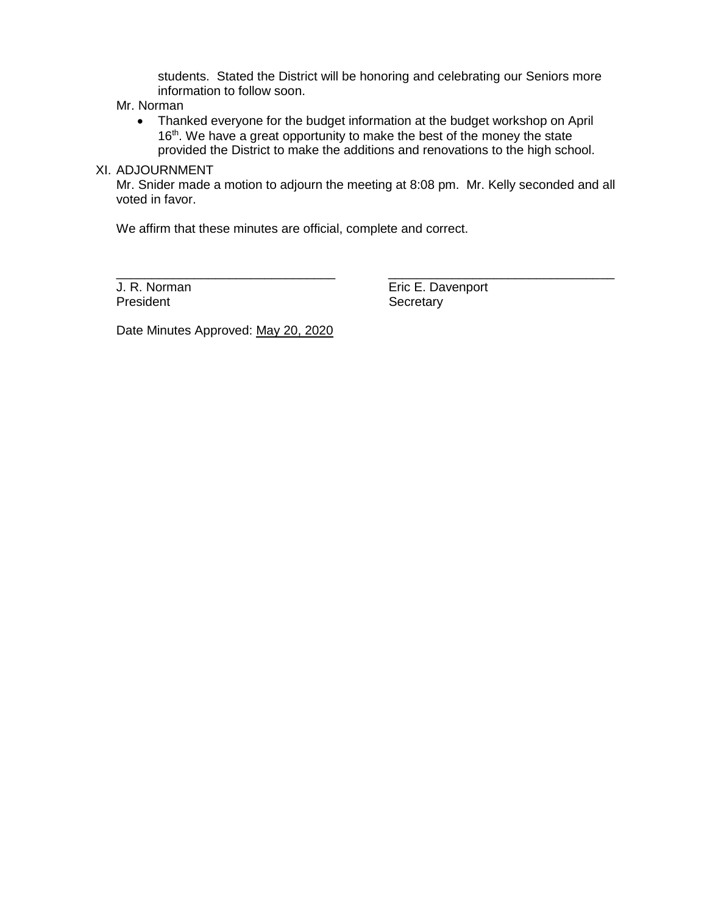students. Stated the District will be honoring and celebrating our Seniors more information to follow soon.

Mr. Norman

- Thanked everyone for the budget information at the budget workshop on April 16th. We have a great opportunity to make the best of the money the state provided the District to make the additions and renovations to the high school.

XI. ADJOURNMENT

Mr. Snider made a motion to adjourn the meeting at 8:08 pm. Mr. Kelly seconded and all voted in favor.

We affirm that these minutes are official, complete and correct.

| | |
|---|---|
| \_\_\_\_\_\_\_\_\_\_\_\_\_\_\_\_\_\_\_\_\_\_\_\_\_\_\_\_\_\_\_\_ | \_\_\_\_\_\_\_\_\_\_\_\_\_\_\_\_\_\_\_\_\_\_\_\_\_\_\_\_\_\_\_\_ |
| J. R. Norman | Eric E. Davenport |
| President | Secretary |

Date Minutes Approved: May 20, 2020